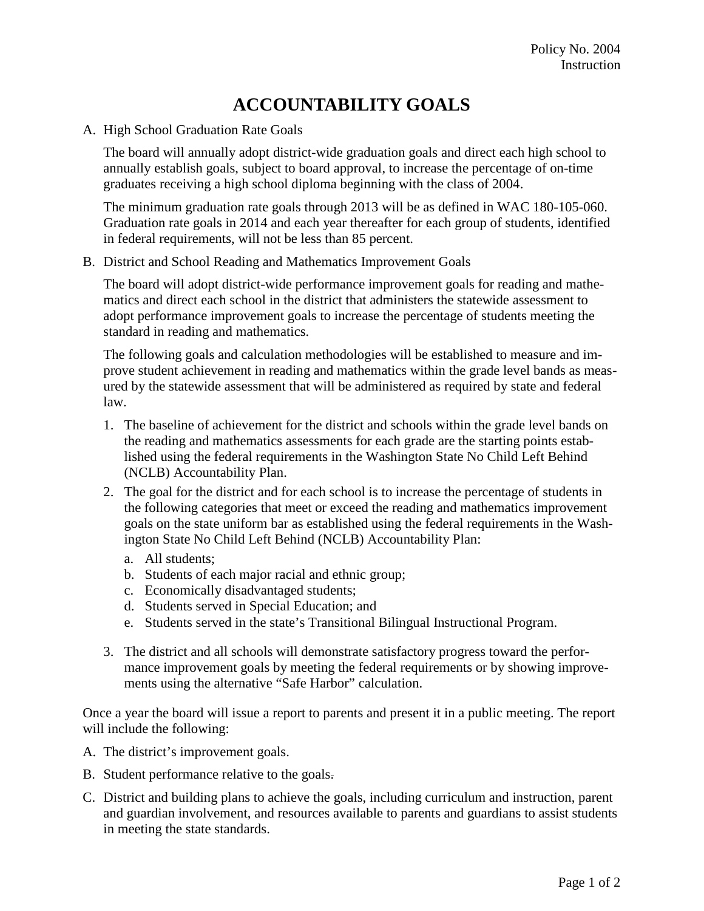Policy No. 2004
Instruction

# ACCOUNTABILITY GOALS

A. High School Graduation Rate Goals

   The board will annually adopt district-wide graduation goals and direct each high school to annually establish goals, subject to board approval, to increase the percentage of on-time graduates receiving a high school diploma beginning with the class of 2004.

   The minimum graduation rate goals through 2013 will be as defined in WAC 180-105-060. Graduation rate goals in 2014 and each year thereafter for each group of students, identified in federal requirements, will not be less than 85 percent.

B. District and School Reading and Mathematics Improvement Goals

   The board will adopt district-wide performance improvement goals for reading and mathematics and direct each school in the district that administers the statewide assessment to adopt performance improvement goals to increase the percentage of students meeting the standard in reading and mathematics.

   The following goals and calculation methodologies will be established to measure and improve student achievement in reading and mathematics within the grade level bands as measured by the statewide assessment that will be administered as required by state and federal law.

   1. The baseline of achievement for the district and schools within the grade level bands on the reading and mathematics assessments for each grade are the starting points established using the federal requirements in the Washington State No Child Left Behind (NCLB) Accountability Plan.
   2. The goal for the district and for each school is to increase the percentage of students in the following categories that meet or exceed the reading and mathematics improvement goals on the state uniform bar as established using the federal requirements in the Washington State No Child Left Behind (NCLB) Accountability Plan:
      a. All students;
      b. Students of each major racial and ethnic group;
      c. Economically disadvantaged students;
      d. Students served in Special Education; and
      e. Students served in the state's Transitional Bilingual Instructional Program.
   3. The district and all schools will demonstrate satisfactory progress toward the performance improvement goals by meeting the federal requirements or by showing improvements using the alternative "Safe Harbor" calculation.

Once a year the board will issue a report to parents and present it in a public meeting. The report will include the following:

A. The district's improvement goals.
B. Student performance relative to the goals.
C. District and building plans to achieve the goals, including curriculum and instruction, parent and guardian involvement, and resources available to parents and guardians to assist students in meeting the state standards.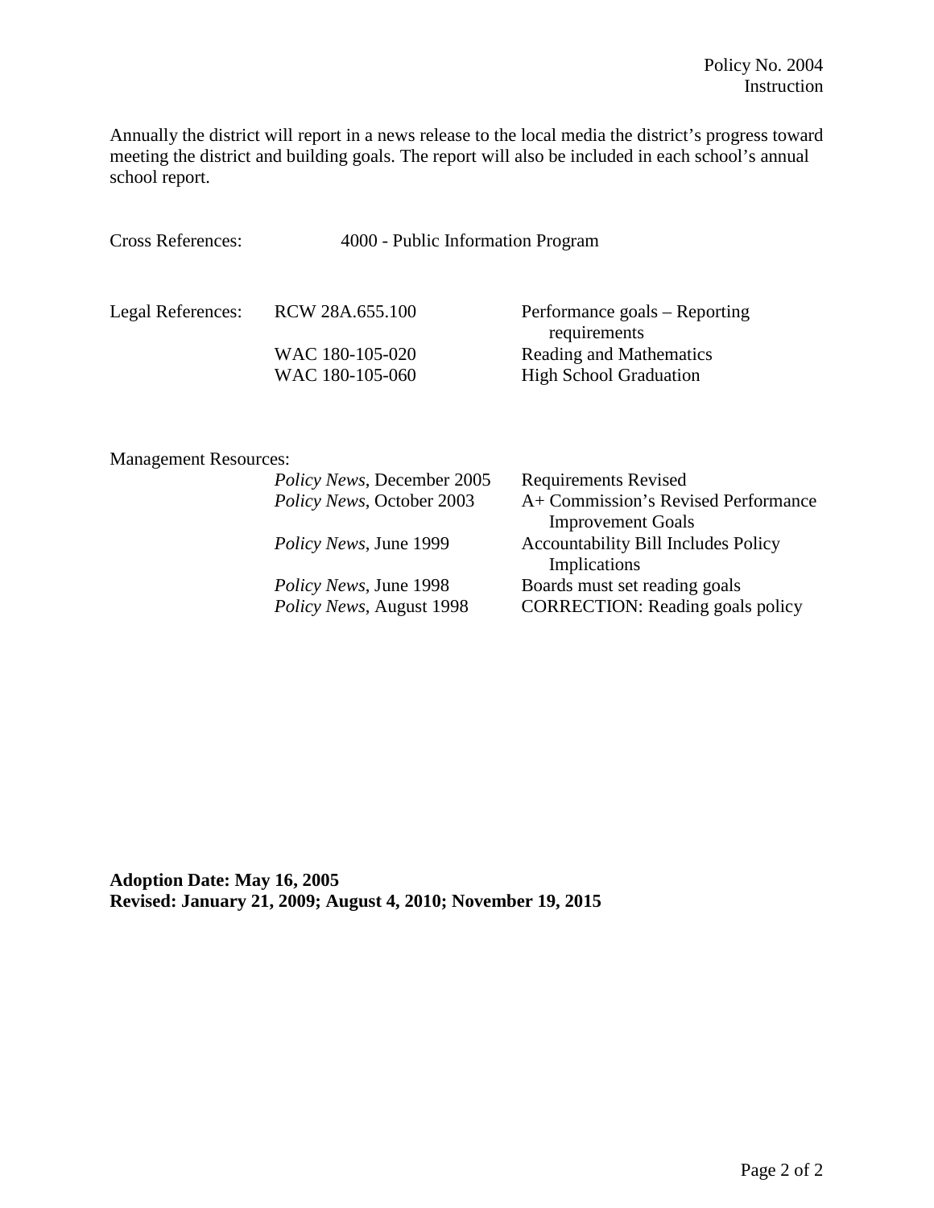Annually the district will report in a news release to the local media the district's progress toward meeting the district and building goals. The report will also be included in each school's annual school report.

Cross References: 4000 - Public Information Program

| | | |
|---|---|---|
| Legal References: | RCW 28A.655.100 | Performance goals – Reporting requirements |
| | WAC 180-105-020 | Reading and Mathematics |
| | WAC 180-105-060 | High School Graduation |

Management Resources:

| | |
|---|---|
| *Policy News*, December 2005 | Requirements Revised |
| *Policy News*, October 2003 | A+ Commission's Revised Performance Improvement Goals |
| *Policy News*, June 1999 | Accountability Bill Includes Policy Implications |
| *Policy News*, June 1998 | Boards must set reading goals |
| *Policy News*, August 1998 | CORRECTION: Reading goals policy |

**Adoption Date: May 16, 2005**
**Revised: January 21, 2009; August 4, 2010; November 19, 2015**